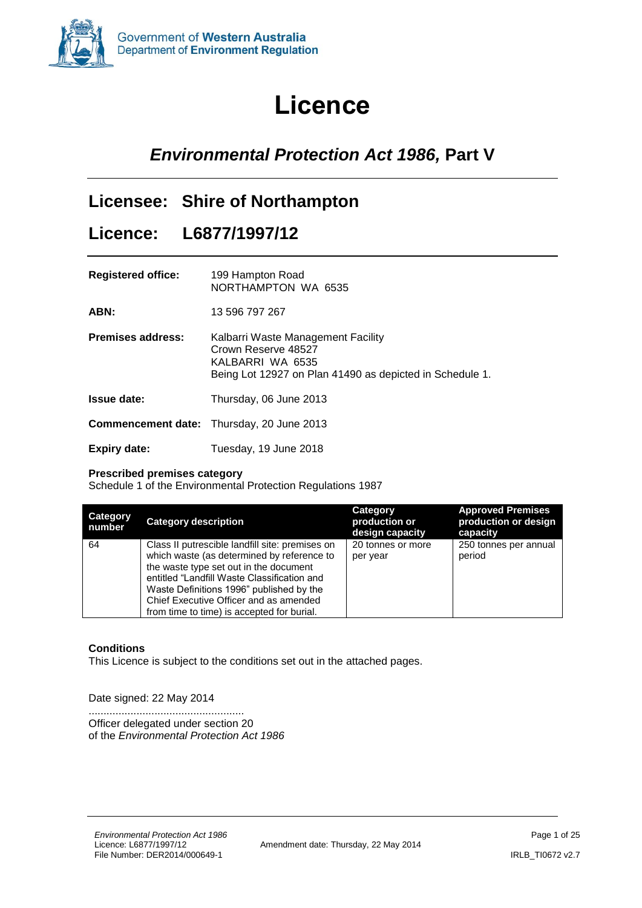Government of Western Australia
Department of Environment Regulation

# Licence

## *Environmental Protection Act 1986,* Part V

## Licensee: Shire of Northampton

## Licence: L6877/1997/12

**Registered office:** 199 Hampton Road
NORTHAMPTON WA 6535

**ABN:** 13 596 797 267

**Premises address:** Kalbarri Waste Management Facility
Crown Reserve 48527
KALBARRI WA 6535
Being Lot 12927 on Plan 41490 as depicted in Schedule 1.

**Issue date:** Thursday, 06 June 2013

**Commencement date:** Thursday, 20 June 2013

**Expiry date:** Tuesday, 19 June 2018

**Prescribed premises category**
Schedule 1 of the Environmental Protection Regulations 1987

| Category number | Category description | Category production or design capacity | Approved Premises production or design capacity |
|---|---|---|---|
| 64 | Class II putrescible landfill site: premises on which waste (as determined by reference to the waste type set out in the document entitled "Landfill Waste Classification and Waste Definitions 1996" published by the Chief Executive Officer and as amended from time to time) is accepted for burial. | 20 tonnes or more per year | 250 tonnes per annual period |

**Conditions**
This Licence is subject to the conditions set out in the attached pages.

Date signed: 22 May 2014

....................................................
Officer delegated under section 20
of the *Environmental Protection Act 1986*

*Environmental Protection Act 1986*
Licence: L6877/1997/12
File Number: DER2014/000649-1

Amendment date: Thursday, 22 May 2014

IRLB_TI0672 v2.7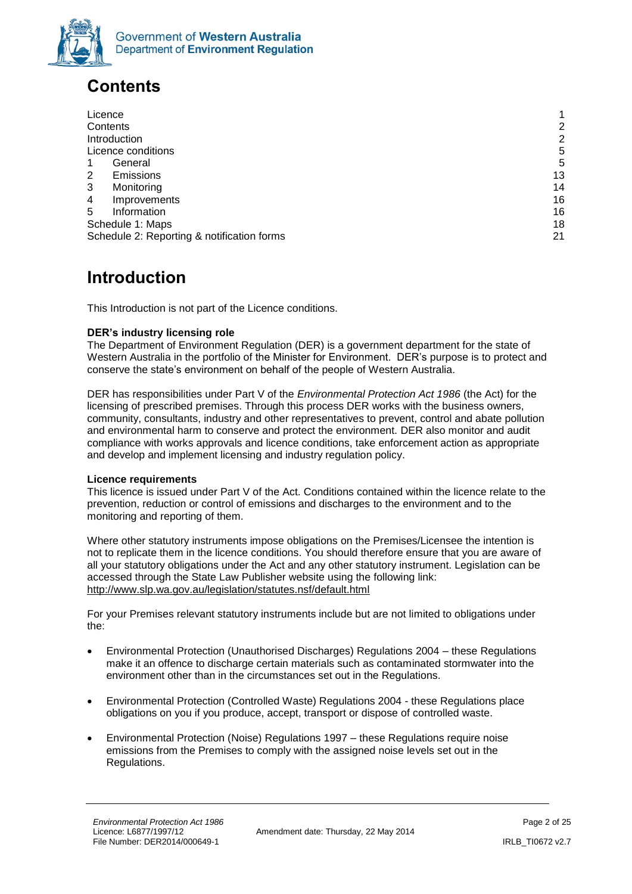# Contents

| | |
|---|---|
| Licence | 1 |
| Contents | 2 |
| Introduction | 2 |
| Licence conditions | 5 |
| 1 General | 5 |
| 2 Emissions | 13 |
| 3 Monitoring | 14 |
| 4 Improvements | 16 |
| 5 Information | 16 |
| Schedule 1: Maps | 18 |
| Schedule 2: Reporting & notification forms | 21 |

# Introduction

This Introduction is not part of the Licence conditions.

**DER's industry licensing role**
The Department of Environment Regulation (DER) is a government department for the state of Western Australia in the portfolio of the Minister for Environment. DER's purpose is to protect and conserve the state's environment on behalf of the people of Western Australia.

DER has responsibilities under Part V of the *Environmental Protection Act 1986* (the Act) for the licensing of prescribed premises. Through this process DER works with the business owners, community, consultants, industry and other representatives to prevent, control and abate pollution and environmental harm to conserve and protect the environment. DER also monitor and audit compliance with works approvals and licence conditions, take enforcement action as appropriate and develop and implement licensing and industry regulation policy.

**Licence requirements**
This licence is issued under Part V of the Act. Conditions contained within the licence relate to the prevention, reduction or control of emissions and discharges to the environment and to the monitoring and reporting of them.

Where other statutory instruments impose obligations on the Premises/Licensee the intention is not to replicate them in the licence conditions. You should therefore ensure that you are aware of all your statutory obligations under the Act and any other statutory instrument. Legislation can be accessed through the State Law Publisher website using the following link: http://www.slp.wa.gov.au/legislation/statutes.nsf/default.html

For your Premises relevant statutory instruments include but are not limited to obligations under the:

- Environmental Protection (Unauthorised Discharges) Regulations 2004 – these Regulations make it an offence to discharge certain materials such as contaminated stormwater into the environment other than in the circumstances set out in the Regulations.
- Environmental Protection (Controlled Waste) Regulations 2004 - these Regulations place obligations on you if you produce, accept, transport or dispose of controlled waste.
- Environmental Protection (Noise) Regulations 1997 – these Regulations require noise emissions from the Premises to comply with the assigned noise levels set out in the Regulations.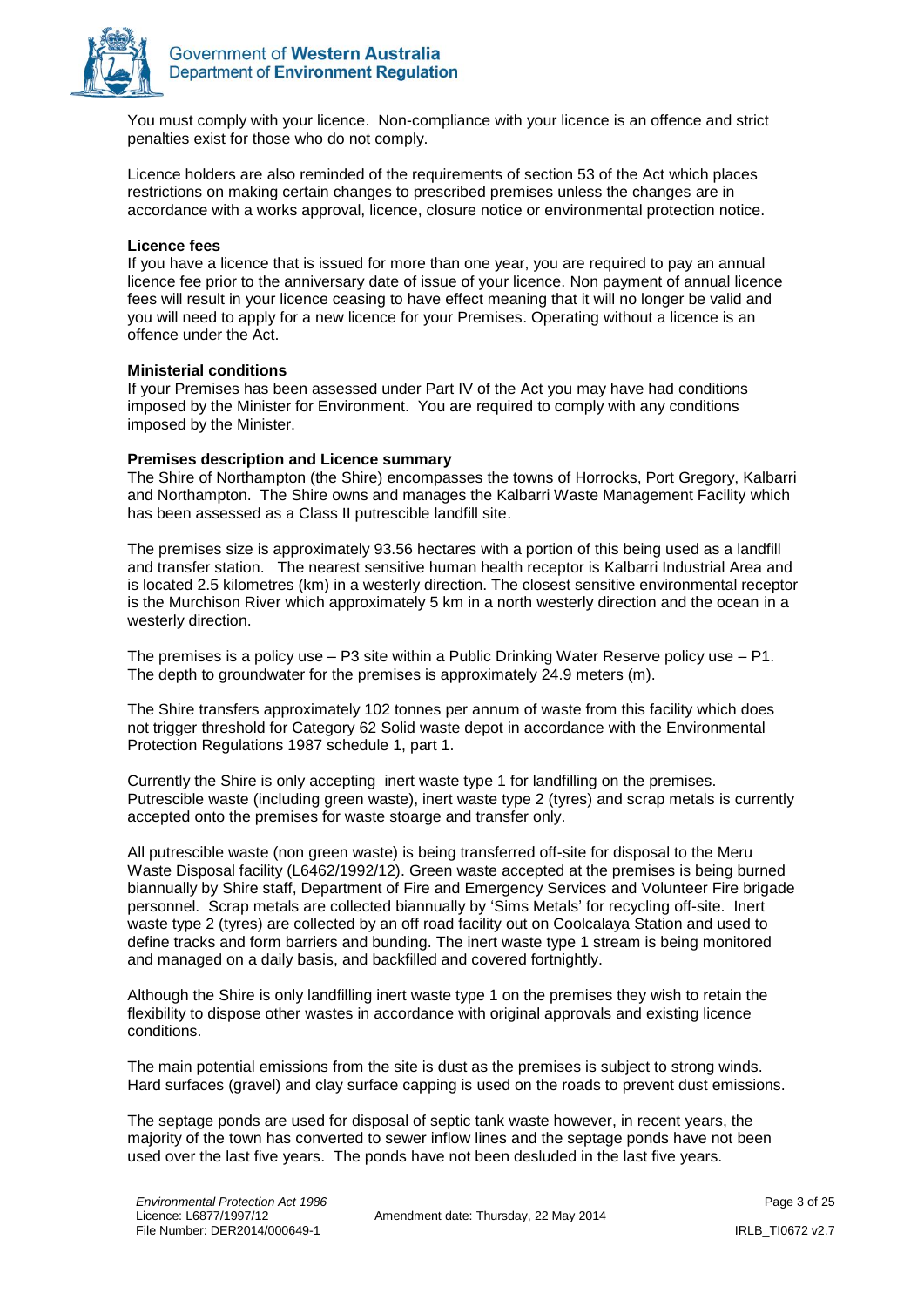You must comply with your licence. Non-compliance with your licence is an offence and strict penalties exist for those who do not comply.

Licence holders are also reminded of the requirements of section 53 of the Act which places restrictions on making certain changes to prescribed premises unless the changes are in accordance with a works approval, licence, closure notice or environmental protection notice.

**Licence fees**

If you have a licence that is issued for more than one year, you are required to pay an annual licence fee prior to the anniversary date of issue of your licence. Non payment of annual licence fees will result in your licence ceasing to have effect meaning that it will no longer be valid and you will need to apply for a new licence for your Premises. Operating without a licence is an offence under the Act.

**Ministerial conditions**

If your Premises has been assessed under Part IV of the Act you may have had conditions imposed by the Minister for Environment. You are required to comply with any conditions imposed by the Minister.

**Premises description and Licence summary**

The Shire of Northampton (the Shire) encompasses the towns of Horrocks, Port Gregory, Kalbarri and Northampton. The Shire owns and manages the Kalbarri Waste Management Facility which has been assessed as a Class II putrescible landfill site.

The premises size is approximately 93.56 hectares with a portion of this being used as a landfill and transfer station. The nearest sensitive human health receptor is Kalbarri Industrial Area and is located 2.5 kilometres (km) in a westerly direction. The closest sensitive environmental receptor is the Murchison River which approximately 5 km in a north westerly direction and the ocean in a westerly direction.

The premises is a policy use – P3 site within a Public Drinking Water Reserve policy use – P1. The depth to groundwater for the premises is approximately 24.9 meters (m).

The Shire transfers approximately 102 tonnes per annum of waste from this facility which does not trigger threshold for Category 62 Solid waste depot in accordance with the Environmental Protection Regulations 1987 schedule 1, part 1.

Currently the Shire is only accepting inert waste type 1 for landfilling on the premises. Putrescible waste (including green waste), inert waste type 2 (tyres) and scrap metals is currently accepted onto the premises for waste stoarge and transfer only.

All putrescible waste (non green waste) is being transferred off-site for disposal to the Meru Waste Disposal facility (L6462/1992/12). Green waste accepted at the premises is being burned biannually by Shire staff, Department of Fire and Emergency Services and Volunteer Fire brigade personnel. Scrap metals are collected biannually by 'Sims Metals' for recycling off-site. Inert waste type 2 (tyres) are collected by an off road facility out on Coolcalaya Station and used to define tracks and form barriers and bunding. The inert waste type 1 stream is being monitored and managed on a daily basis, and backfilled and covered fortnightly.

Although the Shire is only landfilling inert waste type 1 on the premises they wish to retain the flexibility to dispose other wastes in accordance with original approvals and existing licence conditions.

The main potential emissions from the site is dust as the premises is subject to strong winds. Hard surfaces (gravel) and clay surface capping is used on the roads to prevent dust emissions.

The septage ponds are used for disposal of septic tank waste however, in recent years, the majority of the town has converted to sewer inflow lines and the septage ponds have not been used over the last five years. The ponds have not been desluded in the last five years.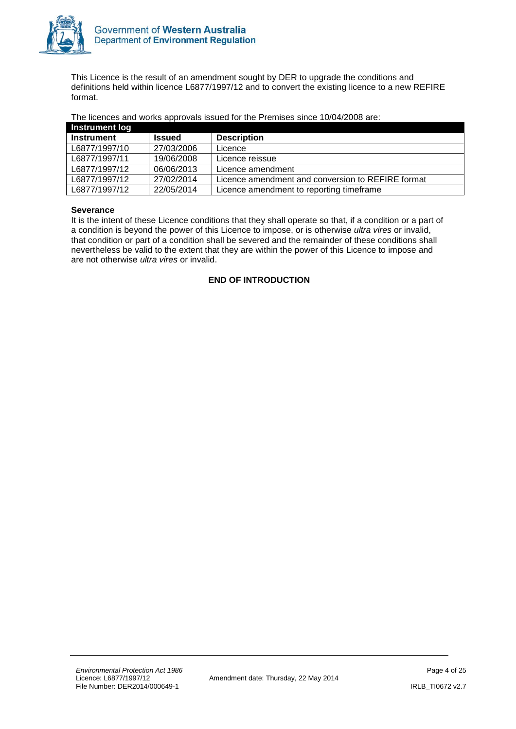This Licence is the result of an amendment sought by DER to upgrade the conditions and definitions held within licence L6877/1997/12 and to convert the existing licence to a new REFIRE format.

The licences and works approvals issued for the Premises since 10/04/2008 are:

| **Instrument log** | | |
|---|---|---|
| **Instrument** | **Issued** | **Description** |
| L6877/1997/10 | 27/03/2006 | Licence |
| L6877/1997/11 | 19/06/2008 | Licence reissue |
| L6877/1997/12 | 06/06/2013 | Licence amendment |
| L6877/1997/12 | 27/02/2014 | Licence amendment and conversion to REFIRE format |
| L6877/1997/12 | 22/05/2014 | Licence amendment to reporting timeframe |

**Severance**

It is the intent of these Licence conditions that they shall operate so that, if a condition or a part of a condition is beyond the power of this Licence to impose, or is otherwise *ultra vires* or invalid, that condition or part of a condition shall be severed and the remainder of these conditions shall nevertheless be valid to the extent that they are within the power of this Licence to impose and are not otherwise *ultra vires* or invalid.

**END OF INTRODUCTION**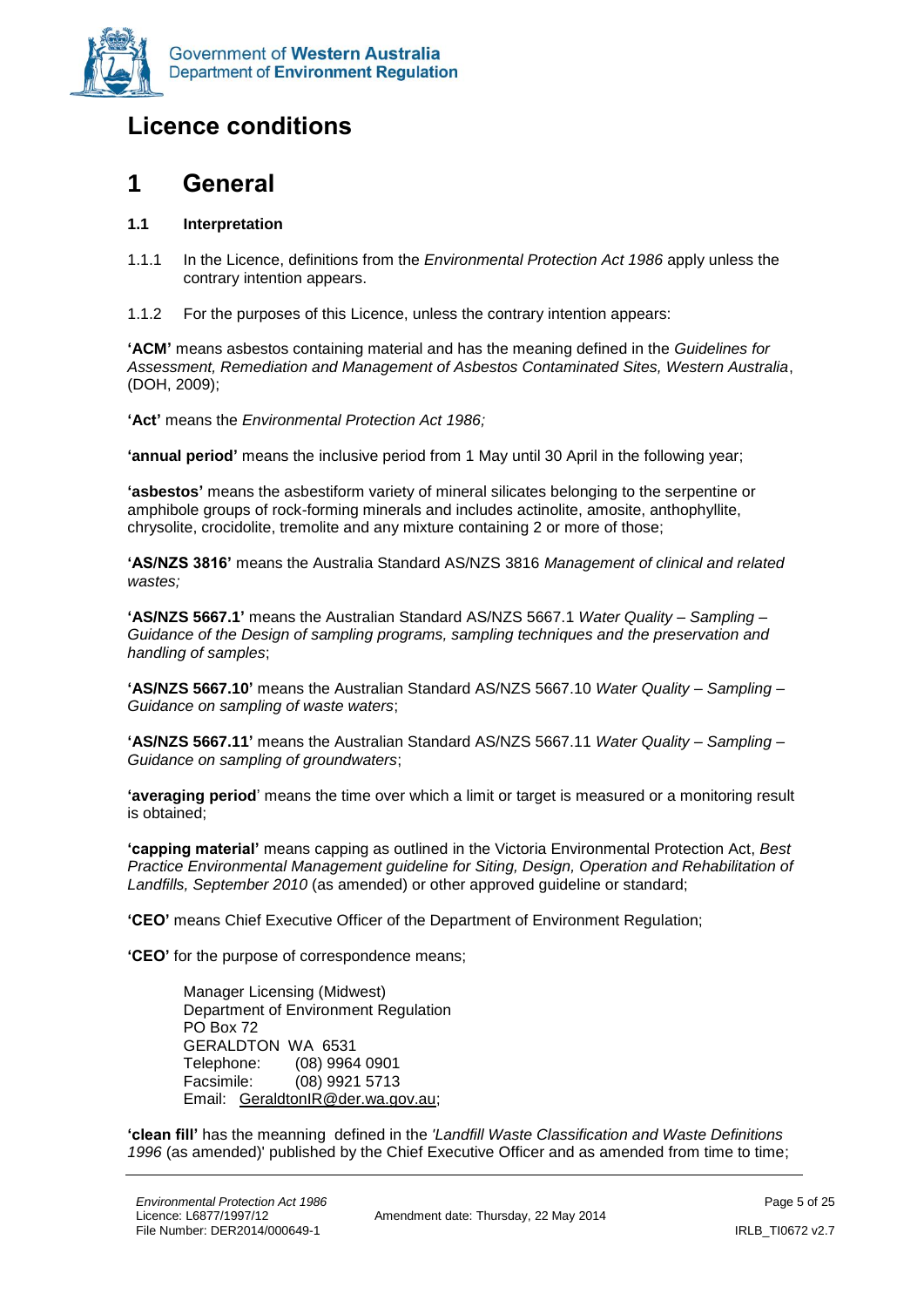# Licence conditions

# 1 General

### 1.1 Interpretation

1.1.1 In the Licence, definitions from the *Environmental Protection Act 1986* apply unless the contrary intention appears.

1.1.2 For the purposes of this Licence, unless the contrary intention appears:

**'ACM'** means asbestos containing material and has the meaning defined in the *Guidelines for Assessment, Remediation and Management of Asbestos Contaminated Sites, Western Australia*, (DOH, 2009);

**'Act'** means the *Environmental Protection Act 1986;*

**'annual period'** means the inclusive period from 1 May until 30 April in the following year;

**'asbestos'** means the asbestiform variety of mineral silicates belonging to the serpentine or amphibole groups of rock-forming minerals and includes actinolite, amosite, anthophyllite, chrysolite, crocidolite, tremolite and any mixture containing 2 or more of those;

**'AS/NZS 3816'** means the Australia Standard AS/NZS 3816 *Management of clinical and related wastes;*

**'AS/NZS 5667.1'** means the Australian Standard AS/NZS 5667.1 *Water Quality – Sampling – Guidance of the Design of sampling programs, sampling techniques and the preservation and handling of samples*;

**'AS/NZS 5667.10'** means the Australian Standard AS/NZS 5667.10 *Water Quality – Sampling – Guidance on sampling of waste waters*;

**'AS/NZS 5667.11'** means the Australian Standard AS/NZS 5667.11 *Water Quality – Sampling – Guidance on sampling of groundwaters*;

**'averaging period'** means the time over which a limit or target is measured or a monitoring result is obtained;

**'capping material'** means capping as outlined in the Victoria Environmental Protection Act, *Best Practice Environmental Management guideline for Siting, Design, Operation and Rehabilitation of Landfills, September 2010* (as amended) or other approved guideline or standard;

**'CEO'** means Chief Executive Officer of the Department of Environment Regulation;

**'CEO'** for the purpose of correspondence means;

Manager Licensing (Midwest)
Department of Environment Regulation
PO Box 72
GERALDTON WA 6531
Telephone: (08) 9964 0901
Facsimile: (08) 9921 5713
Email: GeraldtonIR@der.wa.gov.au;

**'clean fill'** has the meanning defined in the *'Landfill Waste Classification and Waste Definitions 1996* (as amended)' published by the Chief Executive Officer and as amended from time to time;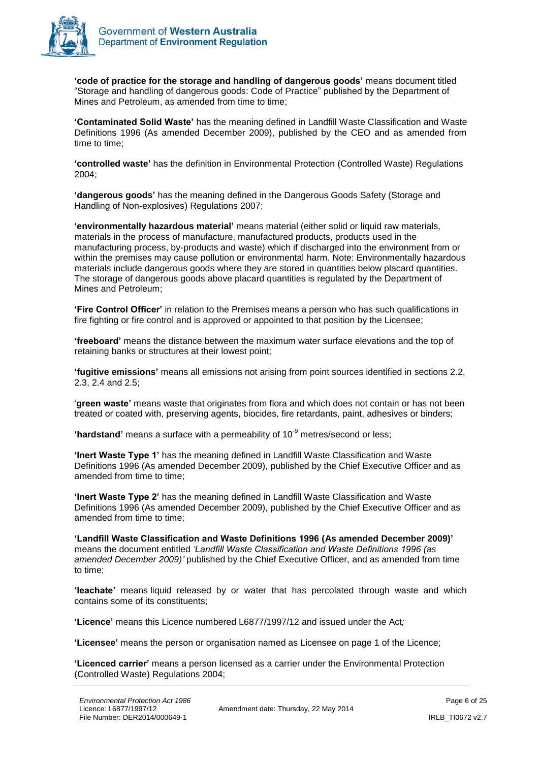**'code of practice for the storage and handling of dangerous goods'** means document titled "Storage and handling of dangerous goods: Code of Practice" published by the Department of Mines and Petroleum, as amended from time to time;

**'Contaminated Solid Waste'** has the meaning defined in Landfill Waste Classification and Waste Definitions 1996 (As amended December 2009), published by the CEO and as amended from time to time;

**'controlled waste'** has the definition in Environmental Protection (Controlled Waste) Regulations 2004;

**'dangerous goods'** has the meaning defined in the Dangerous Goods Safety (Storage and Handling of Non-explosives) Regulations 2007;

**'environmentally hazardous material'** means material (either solid or liquid raw materials, materials in the process of manufacture, manufactured products, products used in the manufacturing process, by-products and waste) which if discharged into the environment from or within the premises may cause pollution or environmental harm. Note: Environmentally hazardous materials include dangerous goods where they are stored in quantities below placard quantities. The storage of dangerous goods above placard quantities is regulated by the Department of Mines and Petroleum;

**'Fire Control Officer'** in relation to the Premises means a person who has such qualifications in fire fighting or fire control and is approved or appointed to that position by the Licensee;

**'freeboard'** means the distance between the maximum water surface elevations and the top of retaining banks or structures at their lowest point;

**'fugitive emissions'** means all emissions not arising from point sources identified in sections 2.2, 2.3, 2.4 and 2.5;

'**green waste'** means waste that originates from flora and which does not contain or has not been treated or coated with, preserving agents, biocides, fire retardants, paint, adhesives or binders;

**'hardstand'** means a surface with a permeability of $10^{-9}$ metres/second or less;

**'Inert Waste Type 1'** has the meaning defined in Landfill Waste Classification and Waste Definitions 1996 (As amended December 2009), published by the Chief Executive Officer and as amended from time to time;

**'Inert Waste Type 2'** has the meaning defined in Landfill Waste Classification and Waste Definitions 1996 (As amended December 2009), published by the Chief Executive Officer and as amended from time to time;

**'Landfill Waste Classification and Waste Definitions 1996 (As amended December 2009)'** means the document entitled *'Landfill Waste Classification and Waste Definitions 1996 (as amended December 2009)'* published by the Chief Executive Officer, and as amended from time to time;

**'leachate'** means liquid released by or water that has percolated through waste and which contains some of its constituents;

**'Licence'** means this Licence numbered L6877/1997/12 and issued under the Act*;*

**'Licensee'** means the person or organisation named as Licensee on page 1 of the Licence;

**'Licenced carrier'** means a person licensed as a carrier under the Environmental Protection (Controlled Waste) Regulations 2004;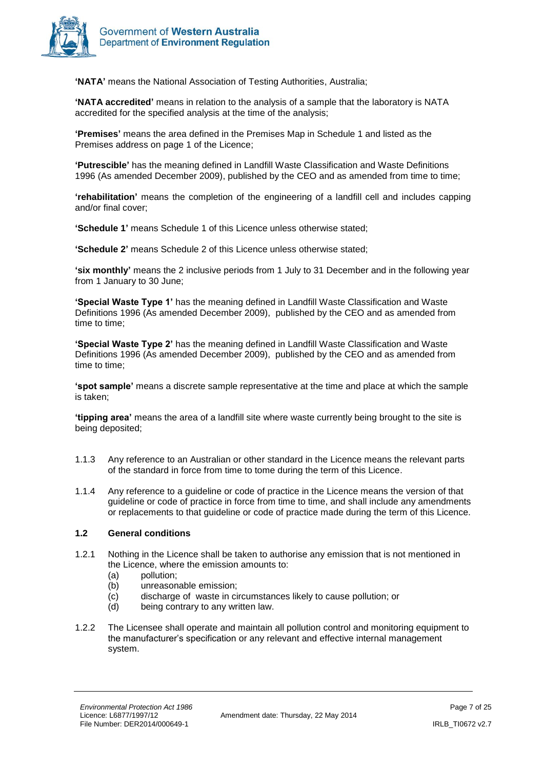**'NATA'** means the National Association of Testing Authorities, Australia;

**'NATA accredited'** means in relation to the analysis of a sample that the laboratory is NATA accredited for the specified analysis at the time of the analysis;

**'Premises'** means the area defined in the Premises Map in Schedule 1 and listed as the Premises address on page 1 of the Licence;

**'Putrescible'** has the meaning defined in Landfill Waste Classification and Waste Definitions 1996 (As amended December 2009), published by the CEO and as amended from time to time;

**'rehabilitation'** means the completion of the engineering of a landfill cell and includes capping and/or final cover;

**'Schedule 1'** means Schedule 1 of this Licence unless otherwise stated;

**'Schedule 2'** means Schedule 2 of this Licence unless otherwise stated;

**'six monthly'** means the 2 inclusive periods from 1 July to 31 December and in the following year from 1 January to 30 June;

**'Special Waste Type 1'** has the meaning defined in Landfill Waste Classification and Waste Definitions 1996 (As amended December 2009), published by the CEO and as amended from time to time;

**'Special Waste Type 2'** has the meaning defined in Landfill Waste Classification and Waste Definitions 1996 (As amended December 2009), published by the CEO and as amended from time to time;

**'spot sample'** means a discrete sample representative at the time and place at which the sample is taken;

**'tipping area'** means the area of a landfill site where waste currently being brought to the site is being deposited;

1.1.3 Any reference to an Australian or other standard in the Licence means the relevant parts of the standard in force from time to tome during the term of this Licence.

1.1.4 Any reference to a guideline or code of practice in the Licence means the version of that guideline or code of practice in force from time to time, and shall include any amendments or replacements to that guideline or code of practice made during the term of this Licence.

### 1.2 General conditions

1.2.1 Nothing in the Licence shall be taken to authorise any emission that is not mentioned in the Licence, where the emission amounts to:
- (a) pollution;
- (b) unreasonable emission;
- (c) discharge of waste in circumstances likely to cause pollution; or
- (d) being contrary to any written law.

1.2.2 The Licensee shall operate and maintain all pollution control and monitoring equipment to the manufacturer's specification or any relevant and effective internal management system.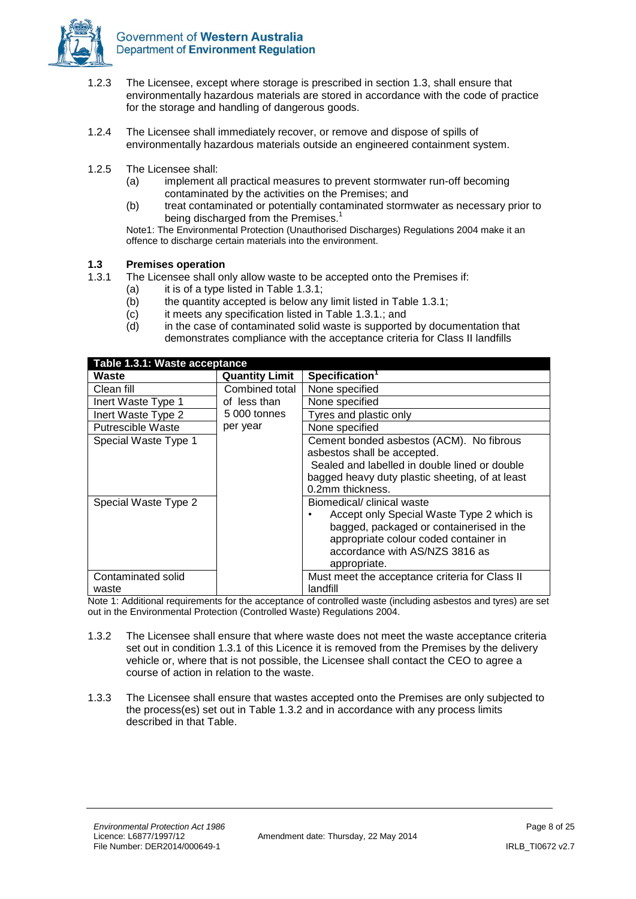1.2.3 The Licensee, except where storage is prescribed in section 1.3, shall ensure that environmentally hazardous materials are stored in accordance with the code of practice for the storage and handling of dangerous goods.

1.2.4 The Licensee shall immediately recover, or remove and dispose of spills of environmentally hazardous materials outside an engineered containment system.

1.2.5 The Licensee shall:

(a) implement all practical measures to prevent stormwater run-off becoming contaminated by the activities on the Premises; and

(b) treat contaminated or potentially contaminated stormwater as necessary prior to being discharged from the Premises.[1]

Note1: The Environmental Protection (Unauthorised Discharges) Regulations 2004 make it an offence to discharge certain materials into the environment.

### 1.3 Premises operation

1.3.1 The Licensee shall only allow waste to be accepted onto the Premises if:

(a) it is of a type listed in Table 1.3.1;

(b) the quantity accepted is below any limit listed in Table 1.3.1;

(c) it meets any specification listed in Table 1.3.1.; and

(d) in the case of contaminated solid waste is supported by documentation that demonstrates compliance with the acceptance criteria for Class II landfills

**Table 1.3.1: Waste acceptance**

| Waste | Quantity Limit | Specification[1] |
|---|---|---|
| Clean fill | Combined total of less than 5 000 tonnes per year | None specified |
| Inert Waste Type 1 | | None specified |
| Inert Waste Type 2 | | Tyres and plastic only |
| Putrescible Waste | | None specified |
| Special Waste Type 1 | | Cement bonded asbestos (ACM). No fibrous asbestos shall be accepted. Sealed and labelled in double lined or double bagged heavy duty plastic sheeting, of at least 0.2mm thickness. |
| Special Waste Type 2 | | Biomedical/ clinical waste <br>• Accept only Special Waste Type 2 which is bagged, packaged or containerised in the appropriate colour coded container in accordance with AS/NZS 3816 as appropriate. |
| Contaminated solid waste | | Must meet the acceptance criteria for Class II landfill |

Note 1: Additional requirements for the acceptance of controlled waste (including asbestos and tyres) are set out in the Environmental Protection (Controlled Waste) Regulations 2004.

1.3.2 The Licensee shall ensure that where waste does not meet the waste acceptance criteria set out in condition 1.3.1 of this Licence it is removed from the Premises by the delivery vehicle or, where that is not possible, the Licensee shall contact the CEO to agree a course of action in relation to the waste.

1.3.3 The Licensee shall ensure that wastes accepted onto the Premises are only subjected to the process(es) set out in Table 1.3.2 and in accordance with any process limits described in that Table.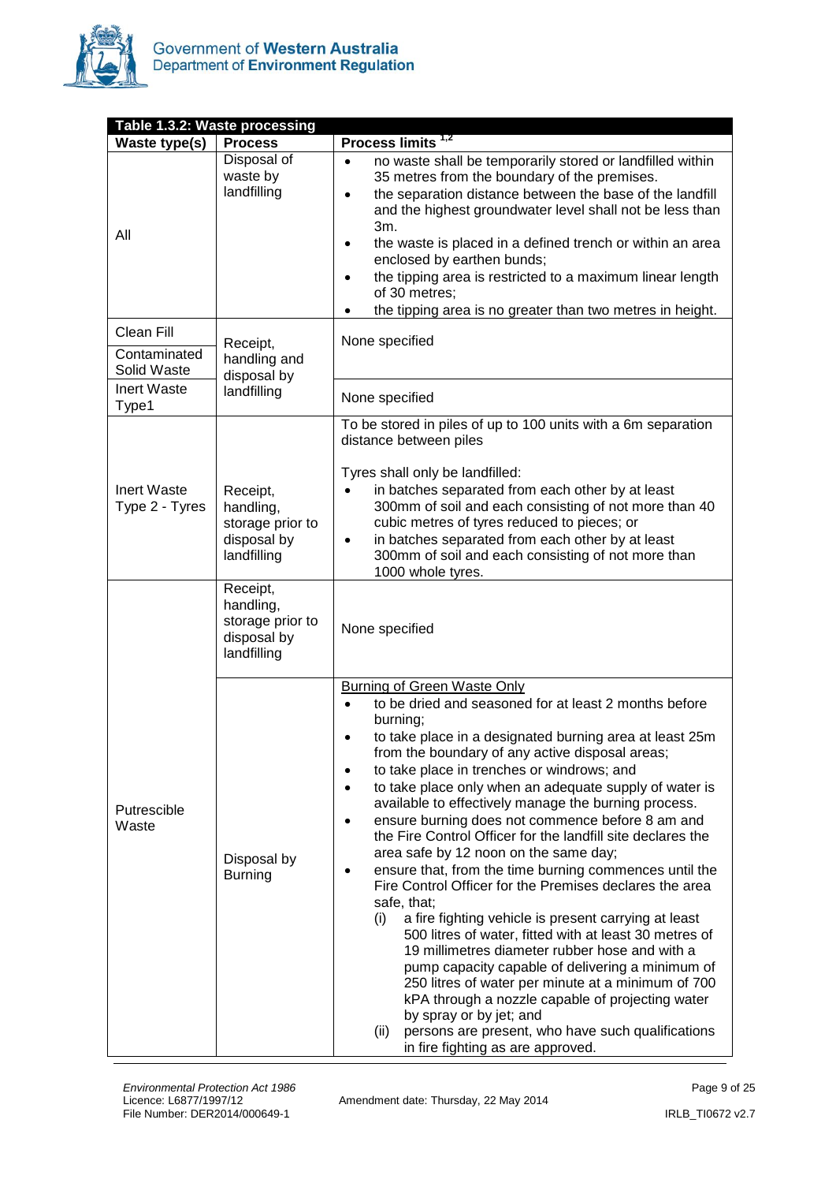**Table 1.3.2: Waste processing**

| Waste type(s) | Process | Process limits [1,2] |
|---|---|---|
| All | Disposal of waste by landfilling | • no waste shall be temporarily stored or landfilled within 35 metres from the boundary of the premises. • the separation distance between the base of the landfill and the highest groundwater level shall not be less than 3m. • the waste is placed in a defined trench or within an area enclosed by earthen bunds; • the tipping area is restricted to a maximum linear length of 30 metres; • the tipping area is no greater than two metres in height. |
| Clean Fill | Receipt, handling and disposal by landfilling | None specified |
| Contaminated Solid Waste | | |
| Inert Waste Type1 | | None specified |
| Inert Waste Type 2 - Tyres | Receipt, handling, storage prior to disposal by landfilling | To be stored in piles of up to 100 units with a 6m separation distance between piles<br><br>Tyres shall only be landfilled: • in batches separated from each other by at least 300mm of soil and each consisting of not more than 40 cubic metres of tyres reduced to pieces; or • in batches separated from each other by at least 300mm of soil and each consisting of not more than 1000 whole tyres. |
| Putrescible Waste | Receipt, handling, storage prior to disposal by landfilling | None specified |
| | Disposal by Burning | Burning of Green Waste Only • to be dried and seasoned for at least 2 months before burning; • to take place in a designated burning area at least 25m from the boundary of any active disposal areas; • to take place in trenches or windrows; and • to take place only when an adequate supply of water is available to effectively manage the burning process. • ensure burning does not commence before 8 am and the Fire Control Officer for the landfill site declares the area safe by 12 noon on the same day; • ensure that, from the time burning commences until the Fire Control Officer for the Premises declares the area safe, that; (i) a fire fighting vehicle is present carrying at least 500 litres of water, fitted with at least 30 metres of 19 millimetres diameter rubber hose and with a pump capacity capable of delivering a minimum of 250 litres of water per minute at a minimum of 700 kPA through a nozzle capable of projecting water by spray or by jet; and (ii) persons are present, who have such qualifications in fire fighting as are approved. |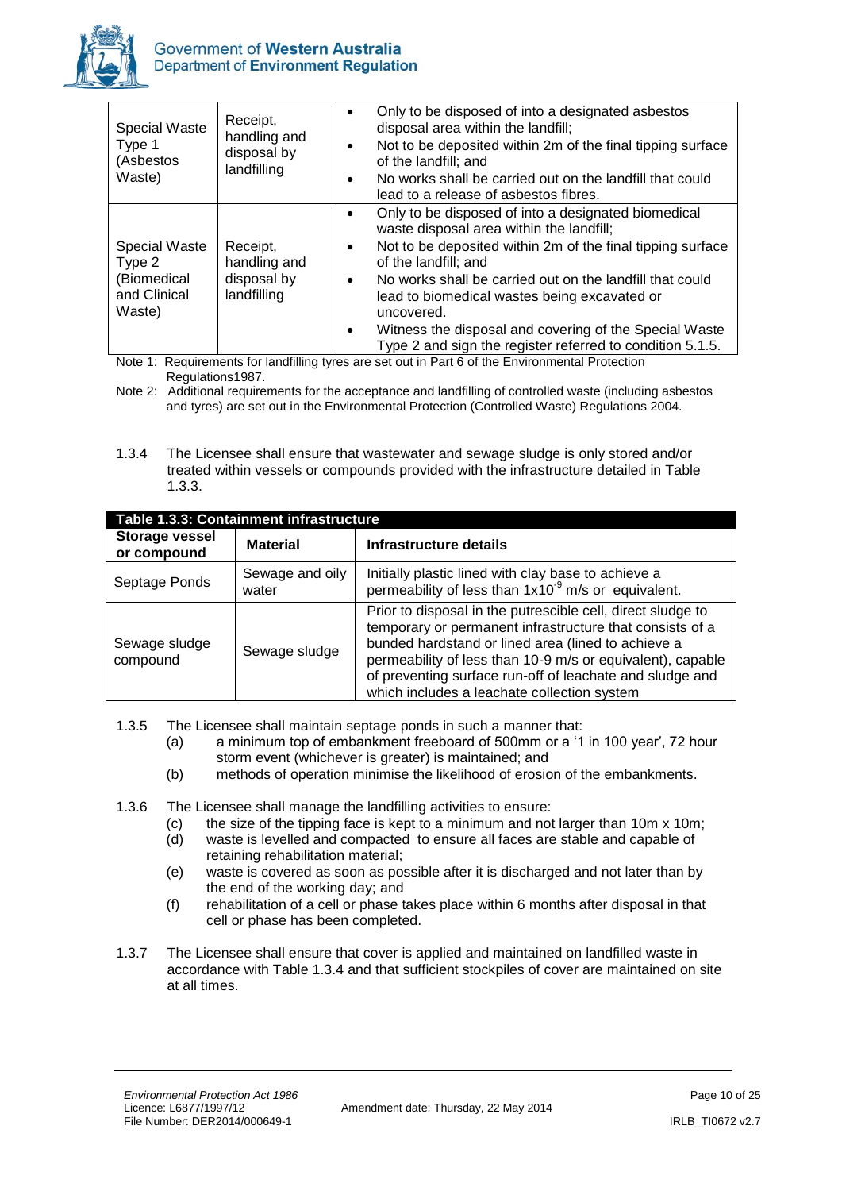| Special Waste Type 1 (Asbestos Waste) | Receipt, handling and disposal by landfilling | • Only to be disposed of into a designated asbestos disposal area within the landfill; • Not to be deposited within 2m of the final tipping surface of the landfill; and • No works shall be carried out on the landfill that could lead to a release of asbestos fibres. |
|---|---|---|
| Special Waste Type 2 (Biomedical and Clinical Waste) | Receipt, handling and disposal by landfilling | • Only to be disposed of into a designated biomedical waste disposal area within the landfill; • Not to be deposited within 2m of the final tipping surface of the landfill; and • No works shall be carried out on the landfill that could lead to biomedical wastes being excavated or uncovered. • Witness the disposal and covering of the Special Waste Type 2 and sign the register referred to condition 5.1.5. |

Note 1: Requirements for landfilling tyres are set out in Part 6 of the Environmental Protection Regulations1987.

Note 2: Additional requirements for the acceptance and landfilling of controlled waste (including asbestos and tyres) are set out in the Environmental Protection (Controlled Waste) Regulations 2004.

1.3.4 The Licensee shall ensure that wastewater and sewage sludge is only stored and/or treated within vessels or compounds provided with the infrastructure detailed in Table 1.3.3.

**Table 1.3.3: Containment infrastructure**

| Storage vessel or compound | Material | Infrastructure details |
|---|---|---|
| Septage Ponds | Sewage and oily water | Initially plastic lined with clay base to achieve a permeability of less than $1x10^{-9}$ m/s or equivalent. |
| Sewage sludge compound | Sewage sludge | Prior to disposal in the putrescible cell, direct sludge to temporary or permanent infrastructure that consists of a bunded hardstand or lined area (lined to achieve a permeability of less than 10-9 m/s or equivalent), capable of preventing surface run-off of leachate and sludge and which includes a leachate collection system |

1.3.5 The Licensee shall maintain septage ponds in such a manner that:

(a) a minimum top of embankment freeboard of 500mm or a '1 in 100 year', 72 hour storm event (whichever is greater) is maintained; and

(b) methods of operation minimise the likelihood of erosion of the embankments.

1.3.6 The Licensee shall manage the landfilling activities to ensure:

(c) the size of the tipping face is kept to a minimum and not larger than 10m x 10m;

(d) waste is levelled and compacted to ensure all faces are stable and capable of retaining rehabilitation material;

(e) waste is covered as soon as possible after it is discharged and not later than by the end of the working day; and

(f) rehabilitation of a cell or phase takes place within 6 months after disposal in that cell or phase has been completed.

1.3.7 The Licensee shall ensure that cover is applied and maintained on landfilled waste in accordance with Table 1.3.4 and that sufficient stockpiles of cover are maintained on site at all times.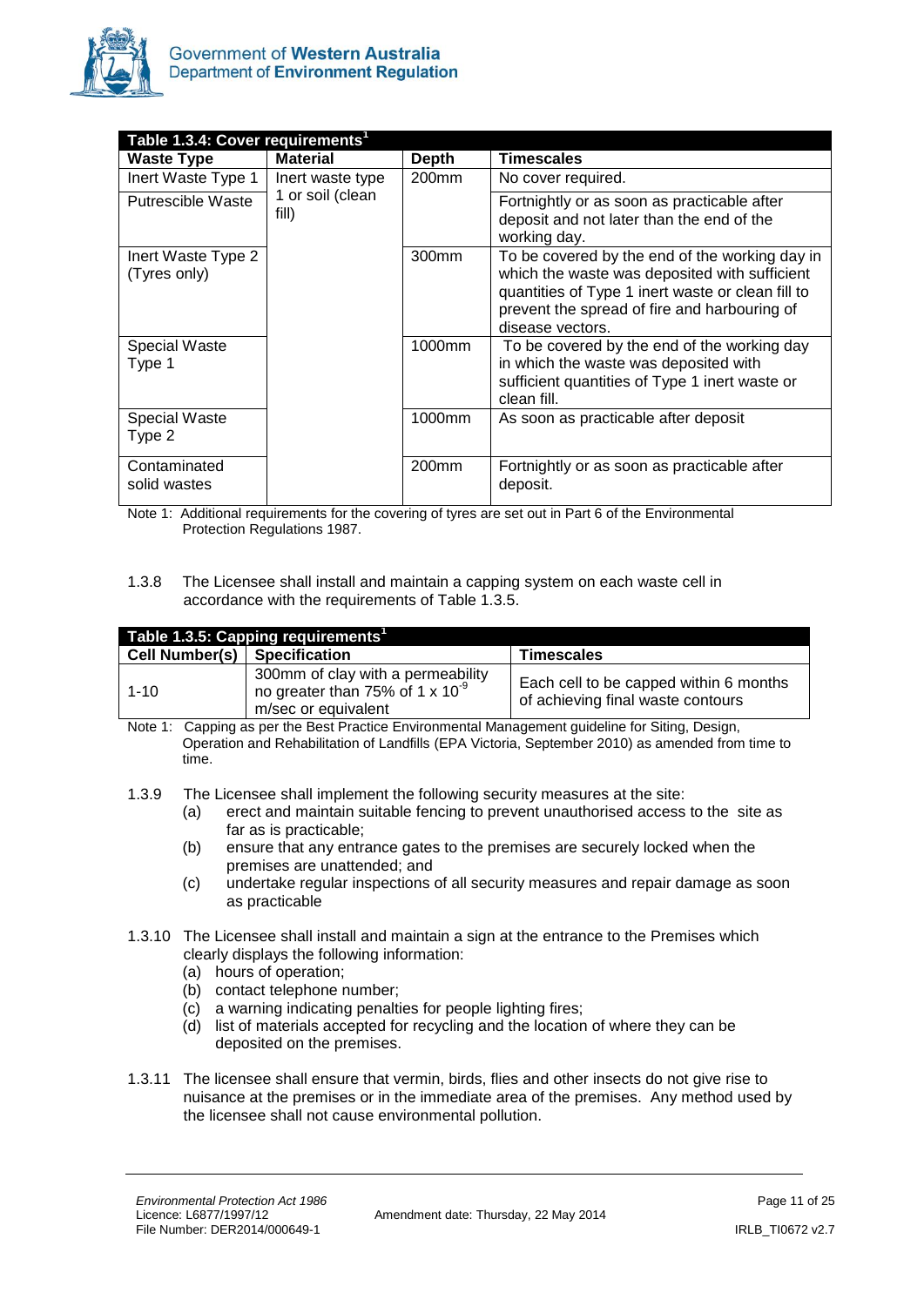| Table 1.3.4: Cover requirements[1] | | | |
|---|---|---|---|
| **Waste Type** | **Material** | **Depth** | **Timescales** |
| Inert Waste Type 1 | Inert waste type 1 or soil (clean fill) | 200mm | No cover required. |
| Putrescible Waste | | | Fortnightly or as soon as practicable after deposit and not later than the end of the working day. |
| Inert Waste Type 2 (Tyres only) | | 300mm | To be covered by the end of the working day in which the waste was deposited with sufficient quantities of Type 1 inert waste or clean fill to prevent the spread of fire and harbouring of disease vectors. |
| Special Waste Type 1 | | 1000mm | To be covered by the end of the working day in which the waste was deposited with sufficient quantities of Type 1 inert waste or clean fill. |
| Special Waste Type 2 | | 1000mm | As soon as practicable after deposit |
| Contaminated solid wastes | | 200mm | Fortnightly or as soon as practicable after deposit. |

Note 1: Additional requirements for the covering of tyres are set out in Part 6 of the Environmental Protection Regulations 1987.

1.3.8 The Licensee shall install and maintain a capping system on each waste cell in accordance with the requirements of Table 1.3.5.

| Table 1.3.5: Capping requirements[1] | | |
|---|---|---|
| **Cell Number(s)** | **Specification** | **Timescales** |
| 1-10 | 300mm of clay with a permeability no greater than 75% of $1 \times 10^{-9}$ m/sec or equivalent | Each cell to be capped within 6 months of achieving final waste contours |

Note 1: Capping as per the Best Practice Environmental Management guideline for Siting, Design, Operation and Rehabilitation of Landfills (EPA Victoria, September 2010) as amended from time to time.

1.3.9 The Licensee shall implement the following security measures at the site:
- (a) erect and maintain suitable fencing to prevent unauthorised access to the site as far as is practicable;
- (b) ensure that any entrance gates to the premises are securely locked when the premises are unattended; and
- (c) undertake regular inspections of all security measures and repair damage as soon as practicable

1.3.10 The Licensee shall install and maintain a sign at the entrance to the Premises which clearly displays the following information:
- (a) hours of operation;
- (b) contact telephone number;
- (c) a warning indicating penalties for people lighting fires;
- (d) list of materials accepted for recycling and the location of where they can be deposited on the premises.

1.3.11 The licensee shall ensure that vermin, birds, flies and other insects do not give rise to nuisance at the premises or in the immediate area of the premises. Any method used by the licensee shall not cause environmental pollution.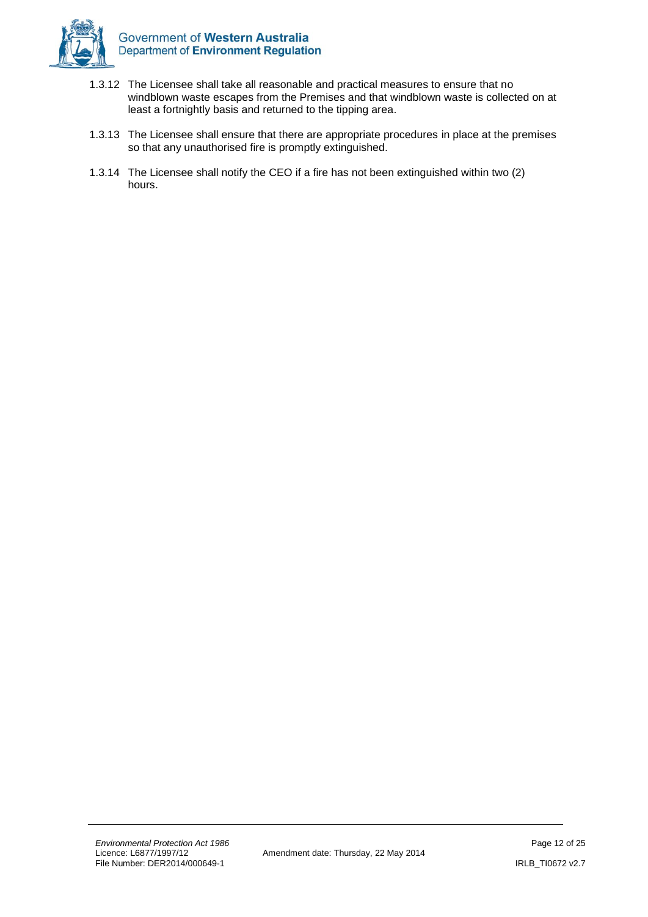1.3.12 The Licensee shall take all reasonable and practical measures to ensure that no windblown waste escapes from the Premises and that windblown waste is collected on at least a fortnightly basis and returned to the tipping area.

1.3.13 The Licensee shall ensure that there are appropriate procedures in place at the premises so that any unauthorised fire is promptly extinguished.

1.3.14 The Licensee shall notify the CEO if a fire has not been extinguished within two (2) hours.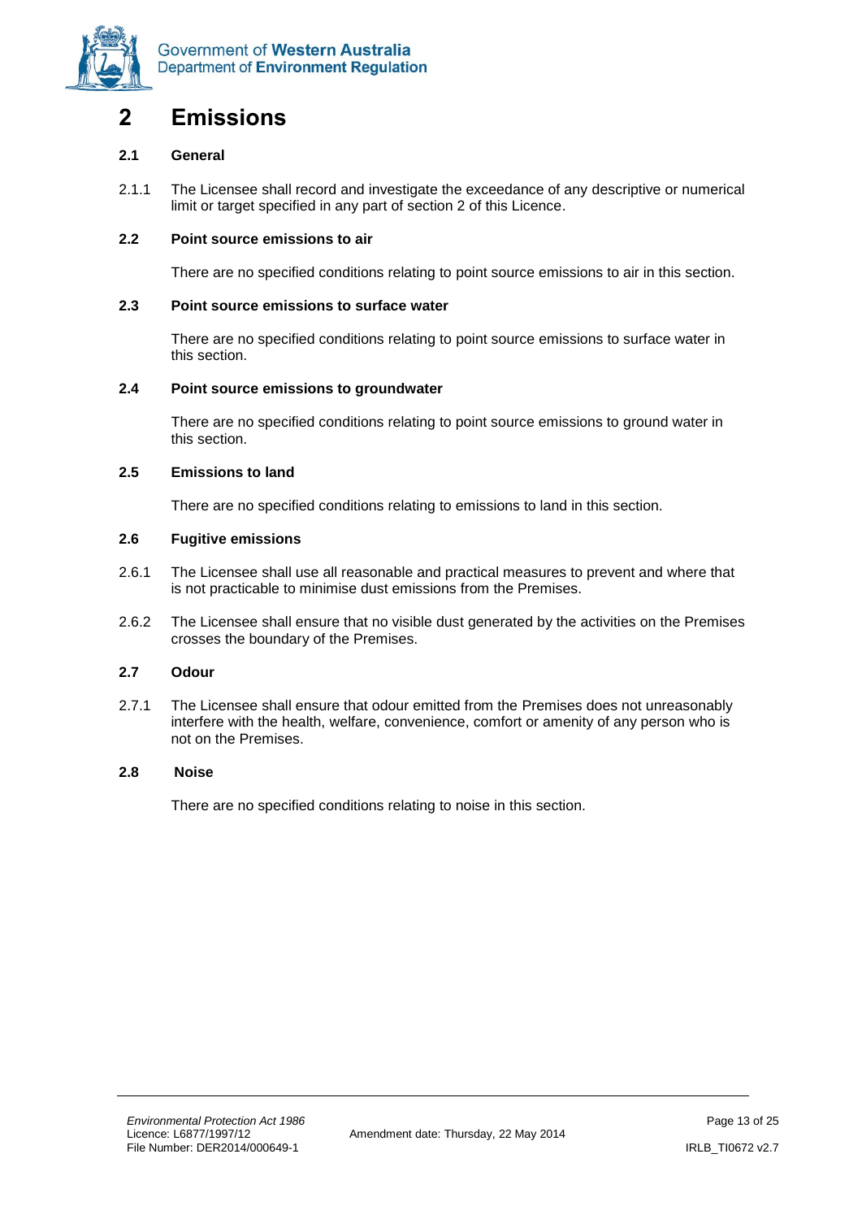# 2 Emissions

### 2.1 General

2.1.1 The Licensee shall record and investigate the exceedance of any descriptive or numerical limit or target specified in any part of section 2 of this Licence.

### 2.2 Point source emissions to air

There are no specified conditions relating to point source emissions to air in this section.

### 2.3 Point source emissions to surface water

There are no specified conditions relating to point source emissions to surface water in this section.

### 2.4 Point source emissions to groundwater

There are no specified conditions relating to point source emissions to ground water in this section.

### 2.5 Emissions to land

There are no specified conditions relating to emissions to land in this section.

### 2.6 Fugitive emissions

2.6.1 The Licensee shall use all reasonable and practical measures to prevent and where that is not practicable to minimise dust emissions from the Premises.

2.6.2 The Licensee shall ensure that no visible dust generated by the activities on the Premises crosses the boundary of the Premises.

### 2.7 Odour

2.7.1 The Licensee shall ensure that odour emitted from the Premises does not unreasonably interfere with the health, welfare, convenience, comfort or amenity of any person who is not on the Premises.

### 2.8 Noise

There are no specified conditions relating to noise in this section.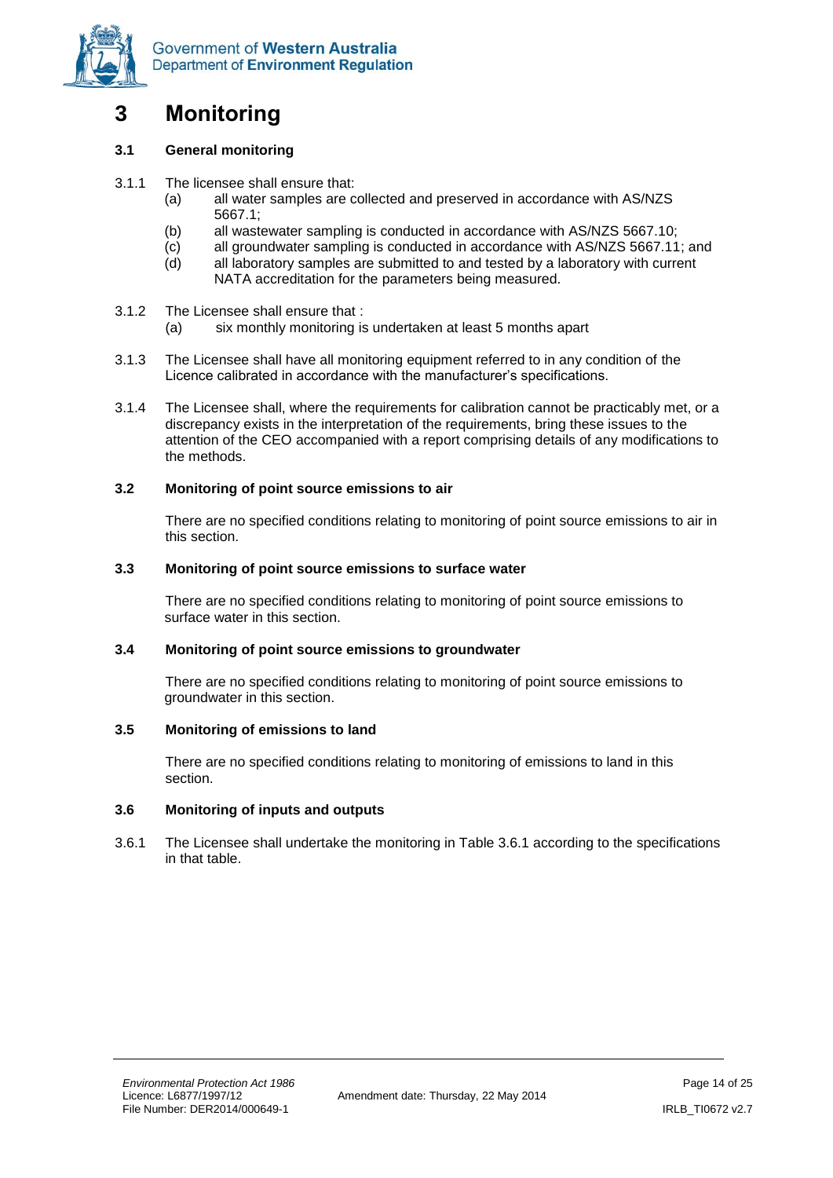# 3 Monitoring

### 3.1 General monitoring

3.1.1 The licensee shall ensure that:

(a) all water samples are collected and preserved in accordance with AS/NZS 5667.1;

(b) all wastewater sampling is conducted in accordance with AS/NZS 5667.10;

(c) all groundwater sampling is conducted in accordance with AS/NZS 5667.11; and

(d) all laboratory samples are submitted to and tested by a laboratory with current NATA accreditation for the parameters being measured.

3.1.2 The Licensee shall ensure that :

(a) six monthly monitoring is undertaken at least 5 months apart

3.1.3 The Licensee shall have all monitoring equipment referred to in any condition of the Licence calibrated in accordance with the manufacturer's specifications.

3.1.4 The Licensee shall, where the requirements for calibration cannot be practicably met, or a discrepancy exists in the interpretation of the requirements, bring these issues to the attention of the CEO accompanied with a report comprising details of any modifications to the methods.

### 3.2 Monitoring of point source emissions to air

There are no specified conditions relating to monitoring of point source emissions to air in this section.

### 3.3 Monitoring of point source emissions to surface water

There are no specified conditions relating to monitoring of point source emissions to surface water in this section.

### 3.4 Monitoring of point source emissions to groundwater

There are no specified conditions relating to monitoring of point source emissions to groundwater in this section.

### 3.5 Monitoring of emissions to land

There are no specified conditions relating to monitoring of emissions to land in this section.

### 3.6 Monitoring of inputs and outputs

3.6.1 The Licensee shall undertake the monitoring in Table 3.6.1 according to the specifications in that table.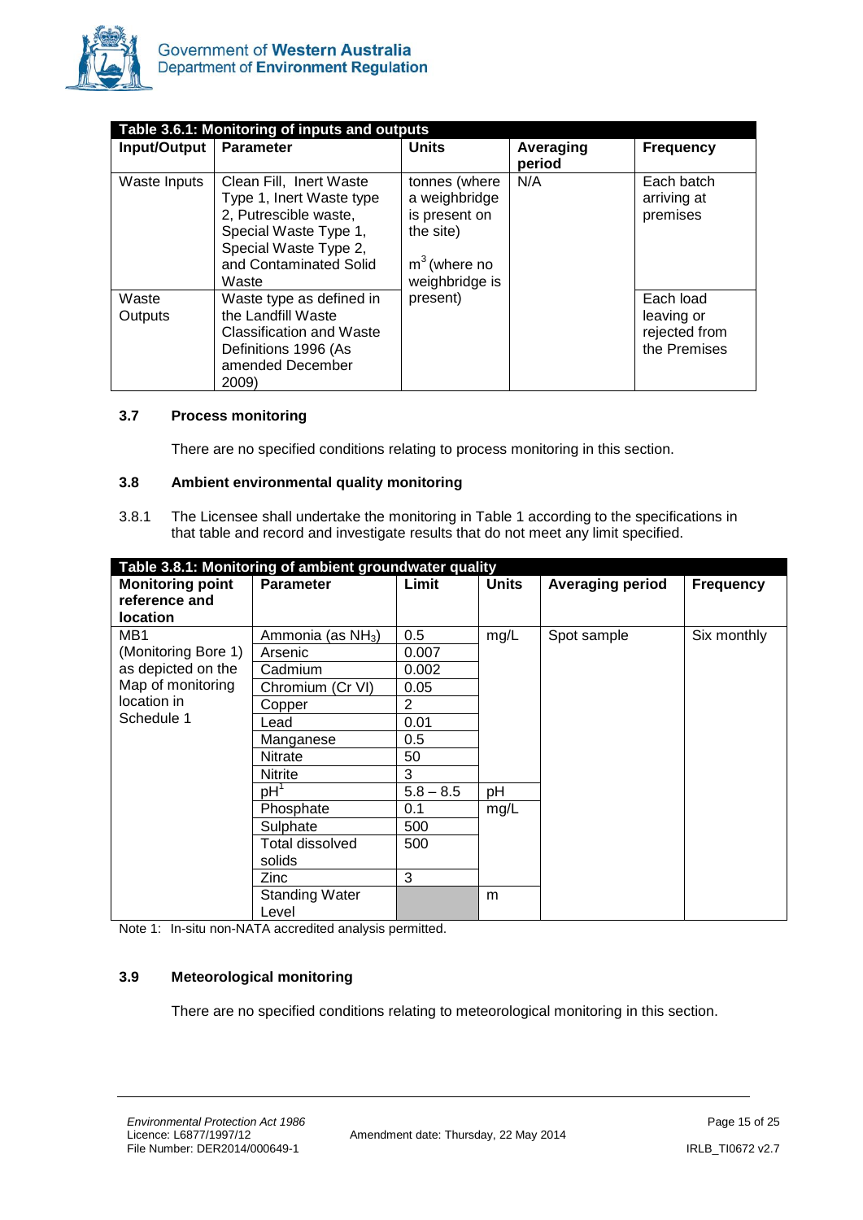**Table 3.6.1: Monitoring of inputs and outputs**

| Input/Output | Parameter | Units | Averaging period | Frequency |
|---|---|---|---|---|
| Waste Inputs | Clean Fill, Inert Waste Type 1, Inert Waste type 2, Putrescible waste, Special Waste Type 1, Special Waste Type 2, and Contaminated Solid Waste | tonnes (where a weighbridge is present on the site) $m^3$ (where no weighbridge is present) | N/A | Each batch arriving at premises |
| Waste Outputs | Waste type as defined in the Landfill Waste Classification and Waste Definitions 1996 (As amended December 2009) | | | Each load leaving or rejected from the Premises |

### 3.7 Process monitoring

There are no specified conditions relating to process monitoring in this section.

### 3.8 Ambient environmental quality monitoring

3.8.1 The Licensee shall undertake the monitoring in Table 1 according to the specifications in that table and record and investigate results that do not meet any limit specified.

**Table 3.8.1: Monitoring of ambient groundwater quality**

| Monitoring point reference and location | Parameter | Limit | Units | Averaging period | Frequency |
|---|---|---|---|---|---|
| MB1 (Monitoring Bore 1) as depicted on the Map of monitoring location in Schedule 1 | Ammonia (as $NH_3$) | 0.5 | mg/L | Spot sample | Six monthly |
| | Arsenic | 0.007 | | | |
| | Cadmium | 0.002 | | | |
| | Chromium (Cr VI) | 0.05 | | | |
| | Copper | 2 | | | |
| | Lead | 0.01 | | | |
| | Manganese | 0.5 | | | |
| | Nitrate | 50 | | | |
| | Nitrite | 3 | | | |
| | pH[1] | 5.8 – 8.5 | pH | | |
| | Phosphate | 0.1 | mg/L | | |
| | Sulphate | 500 | | | |
| | Total dissolved solids | 500 | | | |
| | Zinc | 3 | | | |
| | Standing Water Level | | m | | |

Note 1: In-situ non-NATA accredited analysis permitted.

### 3.9 Meteorological monitoring

There are no specified conditions relating to meteorological monitoring in this section.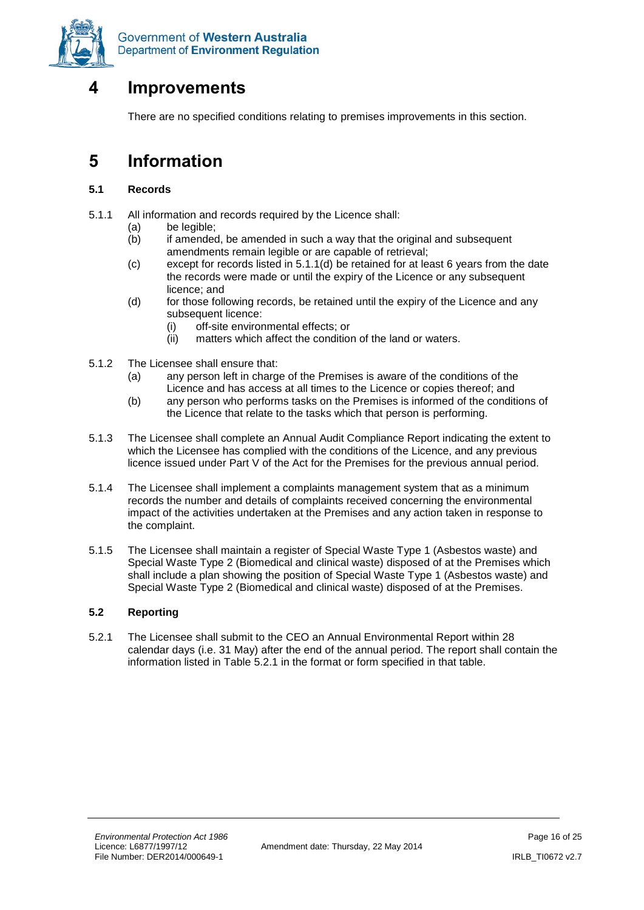# 4 Improvements

There are no specified conditions relating to premises improvements in this section.

# 5 Information

### 5.1 Records

5.1.1 All information and records required by the Licence shall:

- (a) be legible;
- (b) if amended, be amended in such a way that the original and subsequent amendments remain legible or are capable of retrieval;
- (c) except for records listed in 5.1.1(d) be retained for at least 6 years from the date the records were made or until the expiry of the Licence or any subsequent licence; and
- (d) for those following records, be retained until the expiry of the Licence and any subsequent licence:
  - (i) off-site environmental effects; or
  - (ii) matters which affect the condition of the land or waters.

5.1.2 The Licensee shall ensure that:

- (a) any person left in charge of the Premises is aware of the conditions of the Licence and has access at all times to the Licence or copies thereof; and
- (b) any person who performs tasks on the Premises is informed of the conditions of the Licence that relate to the tasks which that person is performing.

5.1.3 The Licensee shall complete an Annual Audit Compliance Report indicating the extent to which the Licensee has complied with the conditions of the Licence, and any previous licence issued under Part V of the Act for the Premises for the previous annual period.

5.1.4 The Licensee shall implement a complaints management system that as a minimum records the number and details of complaints received concerning the environmental impact of the activities undertaken at the Premises and any action taken in response to the complaint.

5.1.5 The Licensee shall maintain a register of Special Waste Type 1 (Asbestos waste) and Special Waste Type 2 (Biomedical and clinical waste) disposed of at the Premises which shall include a plan showing the position of Special Waste Type 1 (Asbestos waste) and Special Waste Type 2 (Biomedical and clinical waste) disposed of at the Premises.

### 5.2 Reporting

5.2.1 The Licensee shall submit to the CEO an Annual Environmental Report within 28 calendar days (i.e. 31 May) after the end of the annual period. The report shall contain the information listed in Table 5.2.1 in the format or form specified in that table.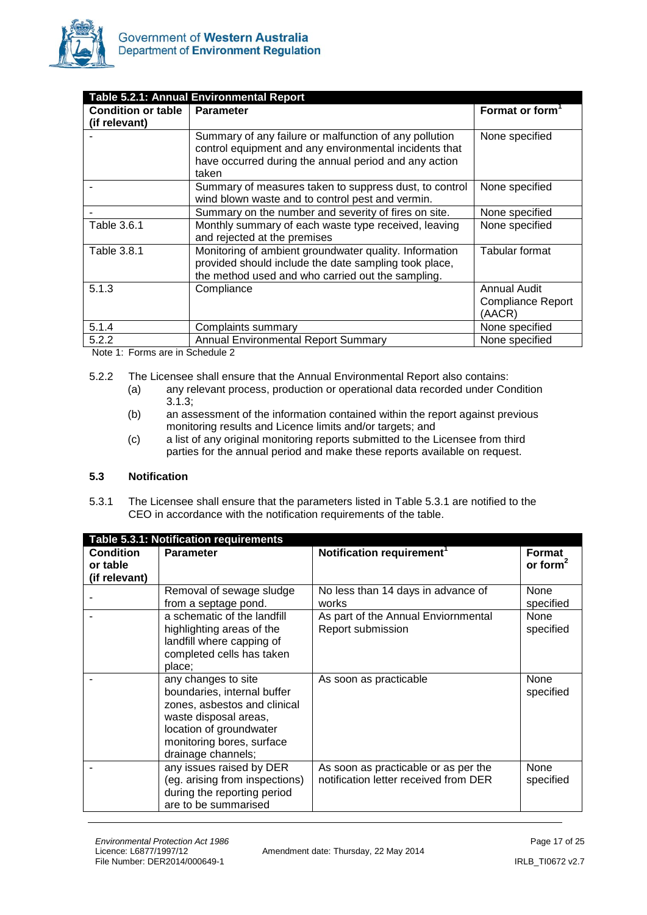| **Table 5.2.1: Annual Environmental Report** | | |
|---|---|---|
| **Condition or table (if relevant)** | **Parameter** | **Format or form**[1] |
| - | Summary of any failure or malfunction of any pollution control equipment and any environmental incidents that have occurred during the annual period and any action taken | None specified |
| - | Summary of measures taken to suppress dust, to control wind blown waste and to control pest and vermin. | None specified |
| - | Summary on the number and severity of fires on site. | None specified |
| Table 3.6.1 | Monthly summary of each waste type received, leaving and rejected at the premises | None specified |
| Table 3.8.1 | Monitoring of ambient groundwater quality. Information provided should include the date sampling took place, the method used and who carried out the sampling. | Tabular format |
| 5.1.3 | Compliance | Annual Audit Compliance Report (AACR) |
| 5.1.4 | Complaints summary | None specified |
| 5.2.2 | Annual Environmental Report Summary | None specified |

Note 1: Forms are in Schedule 2

5.2.2 The Licensee shall ensure that the Annual Environmental Report also contains:

(a) any relevant process, production or operational data recorded under Condition 3.1.3;

(b) an assessment of the information contained within the report against previous monitoring results and Licence limits and/or targets; and

(c) a list of any original monitoring reports submitted to the Licensee from third parties for the annual period and make these reports available on request.

### 5.3 Notification

5.3.1 The Licensee shall ensure that the parameters listed in Table 5.3.1 are notified to the CEO in accordance with the notification requirements of the table.

| **Table 5.3.1: Notification requirements** | | | |
|---|---|---|---|
| **Condition or table (if relevant)** | **Parameter** | **Notification requirement**[1] | **Format or form**[2] |
| - | Removal of sewage sludge from a septage pond. | No less than 14 days in advance of works | None specified |
| - | a schematic of the landfill highlighting areas of the landfill where capping of completed cells has taken place; | As part of the Annual Enviornmental Report submission | None specified |
| - | any changes to site boundaries, internal buffer zones, asbestos and clinical waste disposal areas, location of groundwater monitoring bores, surface drainage channels; | As soon as practicable | None specified |
| - | any issues raised by DER (eg. arising from inspections) during the reporting period are to be summarised | As soon as practicable or as per the notification letter received from DER | None specified |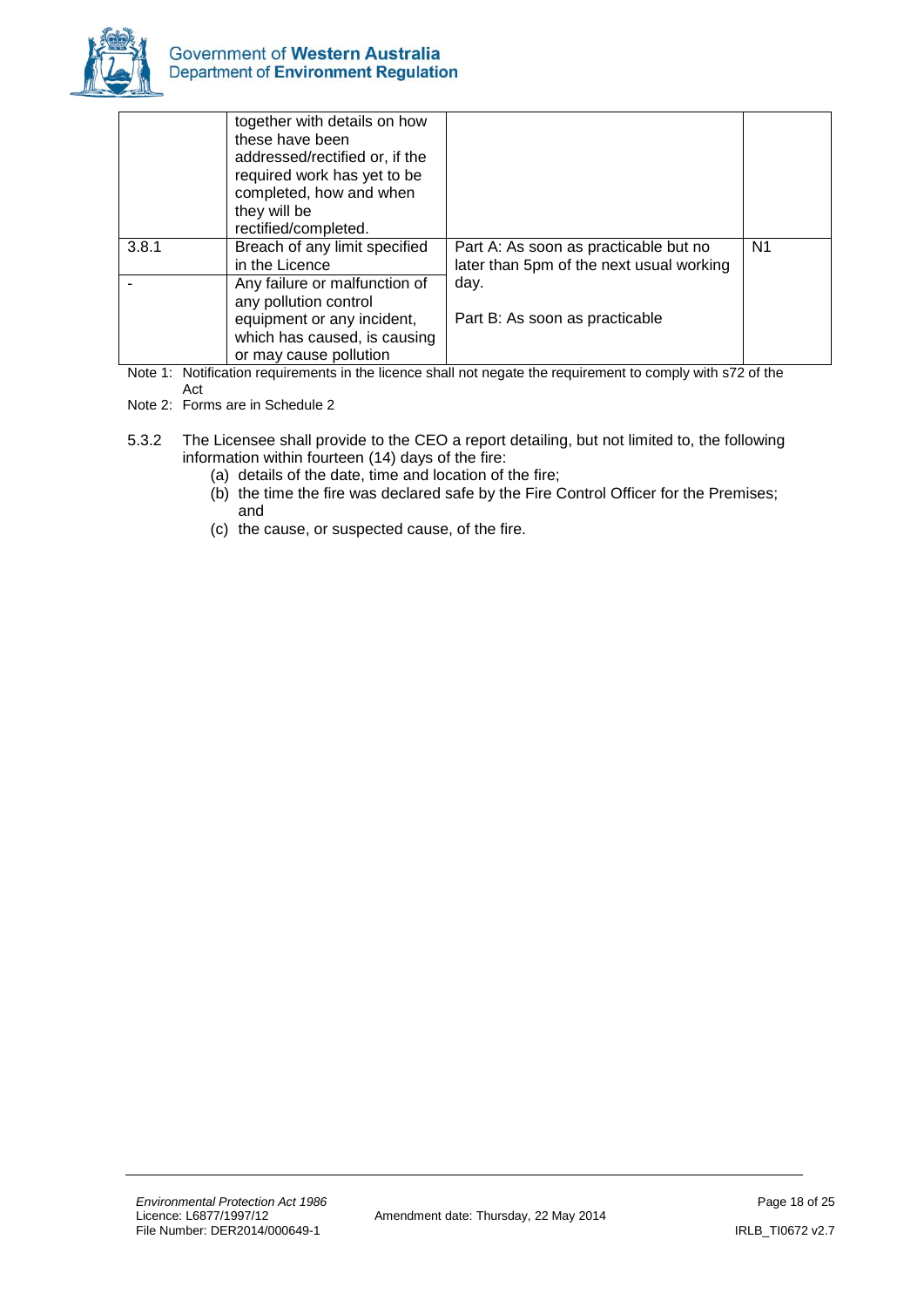| | | | |
|---|---|---|---|
| | together with details on how these have been addressed/rectified or, if the required work has yet to be completed, how and when they will be rectified/completed. | | |
| 3.8.1 | Breach of any limit specified in the Licence | Part A: As soon as practicable but no later than 5pm of the next usual working day. Part B: As soon as practicable | N1 |
| - | Any failure or malfunction of any pollution control equipment or any incident, which has caused, is causing or may cause pollution | | |

Note 1: Notification requirements in the licence shall not negate the requirement to comply with s72 of the Act

Note 2: Forms are in Schedule 2

5.3.2 The Licensee shall provide to the CEO a report detailing, but not limited to, the following information within fourteen (14) days of the fire:

(a) details of the date, time and location of the fire;

(b) the time the fire was declared safe by the Fire Control Officer for the Premises; and

(c) the cause, or suspected cause, of the fire.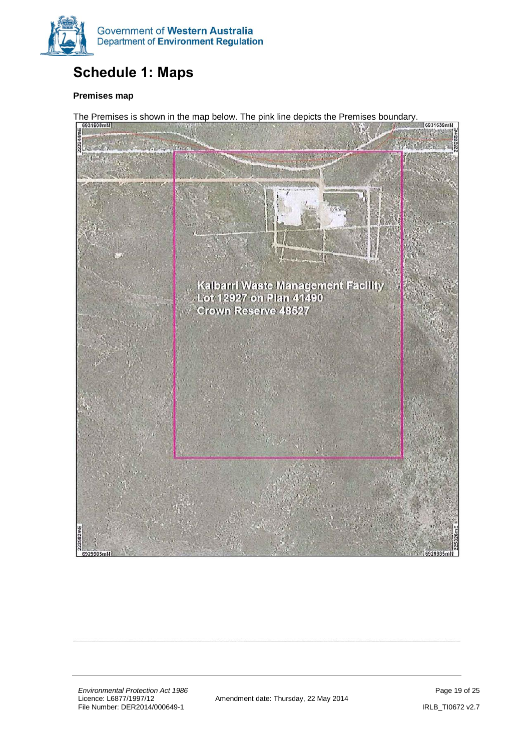# Schedule 1: Maps

**Premises map**

The Premises is shown in the map below. The pink line depicts the Premises boundary.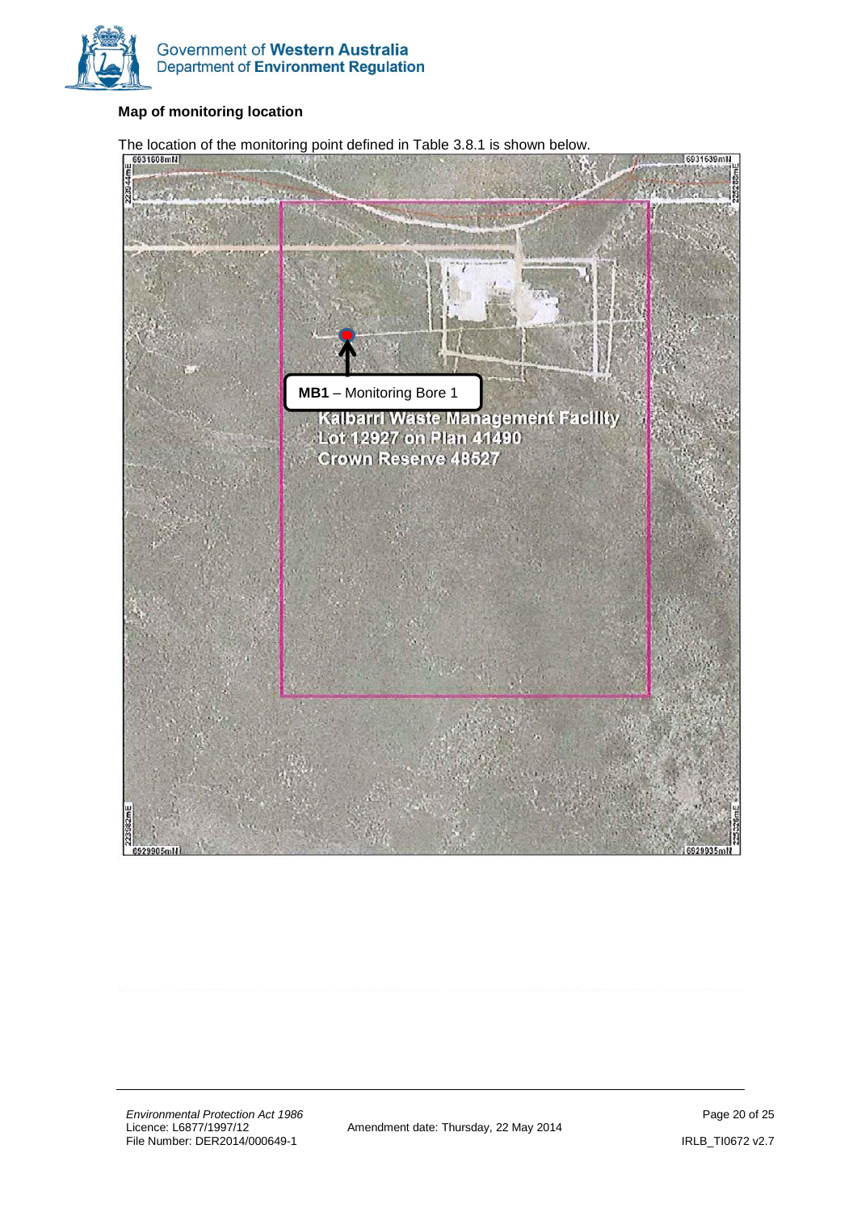**Map of monitoring location**

The location of the monitoring point defined in Table 3.8.1 is shown below.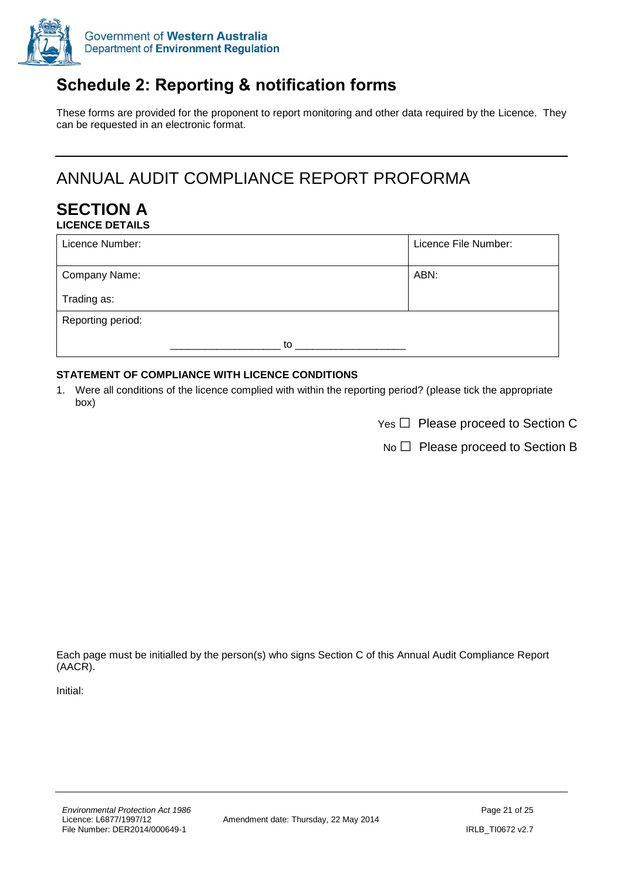# Schedule 2: Reporting & notification forms

These forms are provided for the proponent to report monitoring and other data required by the Licence. They can be requested in an electronic format.

---

## ANNUAL AUDIT COMPLIANCE REPORT PROFORMA

## SECTION A

**LICENCE DETAILS**

| Licence Number: | Licence File Number: |
|---|---|
| Company Name:<br><br>Trading as: | ABN: |
| Reporting period:<br><br>__________________ to __________________ | |

**STATEMENT OF COMPLIANCE WITH LICENCE CONDITIONS**

1. Were all conditions of the licence complied with within the reporting period? (please tick the appropriate box)

Yes ☐ Please proceed to Section C

No ☐ Please proceed to Section B

Each page must be initialled by the person(s) who signs Section C of this Annual Audit Compliance Report (AACR).

Initial: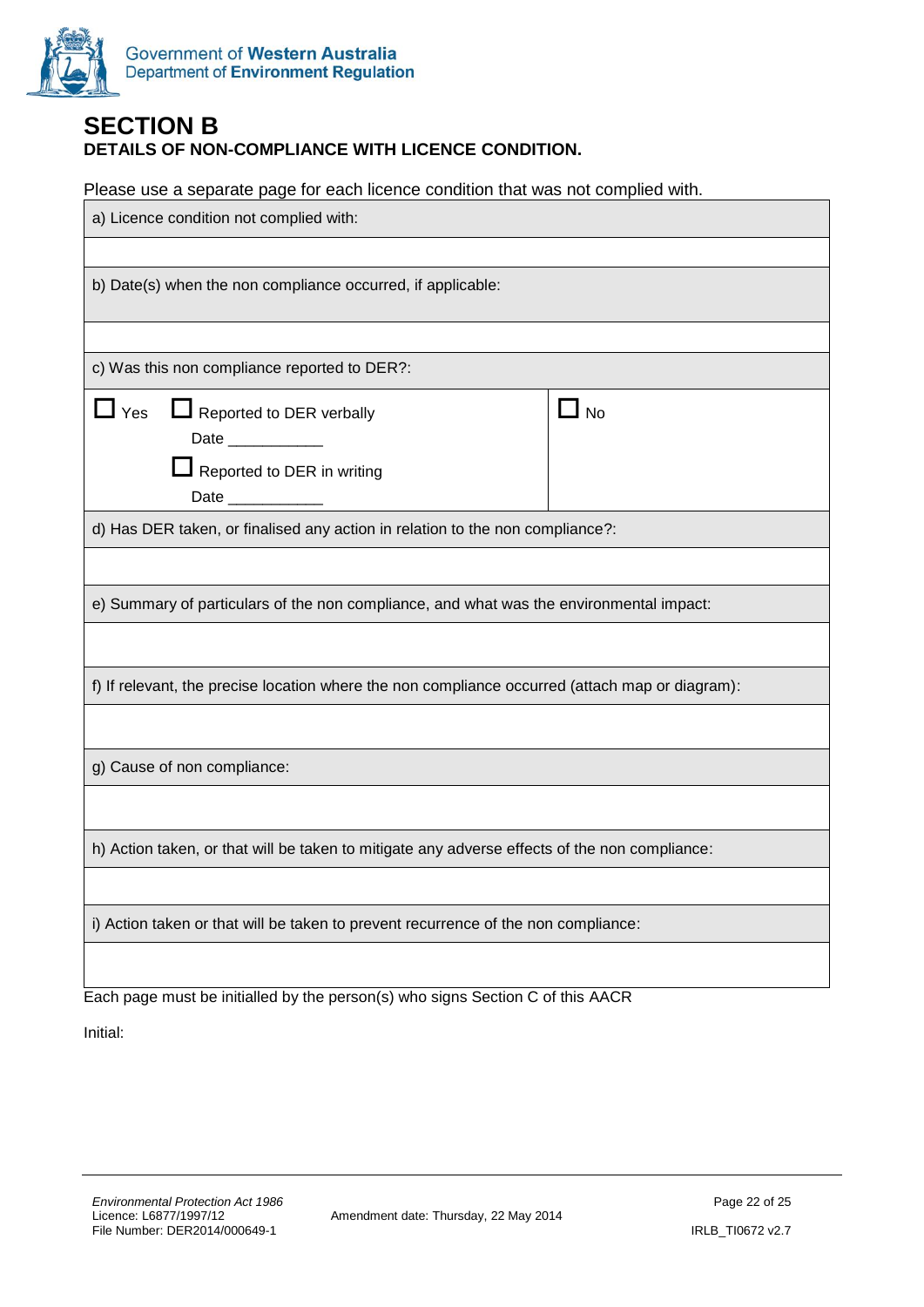# SECTION B

**DETAILS OF NON-COMPLIANCE WITH LICENCE CONDITION.**

Please use a separate page for each licence condition that was not complied with.

| a) Licence condition not complied with: | |
|---|---|
| | |
| b) Date(s) when the non compliance occurred, if applicable: | |
| | |
| c) Was this non compliance reported to DER?: | |
| ☐ Yes ☐ Reported to DER verbally<br>Date ___________<br>☐ Reported to DER in writing<br>Date ___________ | ☐ No |
| d) Has DER taken, or finalised any action in relation to the non compliance?: | |
| | |
| e) Summary of particulars of the non compliance, and what was the environmental impact: | |
| | |
| f) If relevant, the precise location where the non compliance occurred (attach map or diagram): | |
| | |
| g) Cause of non compliance: | |
| | |
| h) Action taken, or that will be taken to mitigate any adverse effects of the non compliance: | |
| | |
| i) Action taken or that will be taken to prevent recurrence of the non compliance: | |
| | |

Each page must be initialled by the person(s) who signs Section C of this AACR

Initial: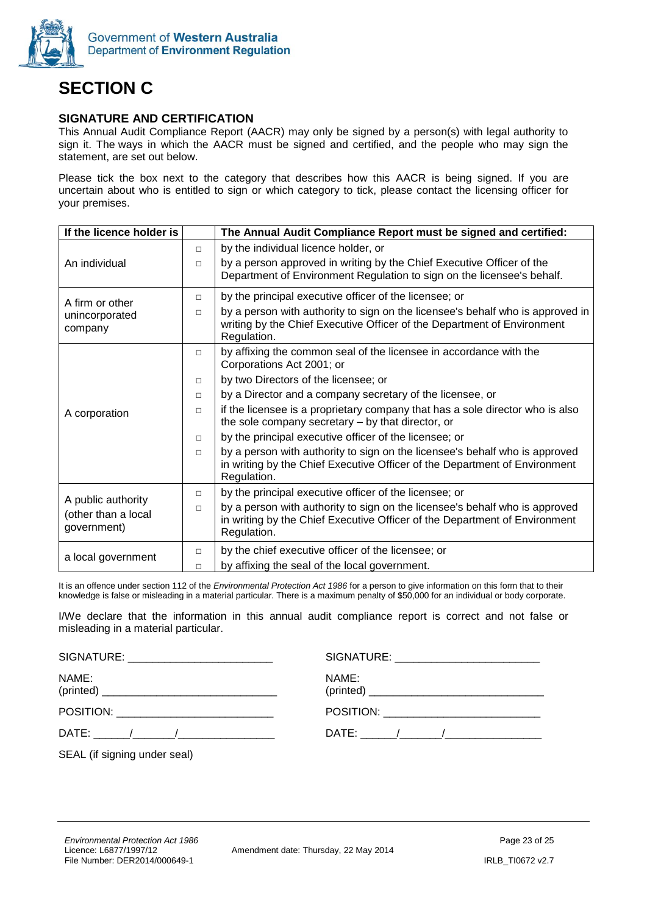# SECTION C

### SIGNATURE AND CERTIFICATION

This Annual Audit Compliance Report (AACR) may only be signed by a person(s) with legal authority to sign it. The ways in which the AACR must be signed and certified, and the people who may sign the statement, are set out below.

Please tick the box next to the category that describes how this AACR is being signed. If you are uncertain about who is entitled to sign or which category to tick, please contact the licensing officer for your premises.

| If the licence holder is | | The Annual Audit Compliance Report must be signed and certified: |
|---|---|---|
| An individual | □ | by the individual licence holder, or |
| | □ | by a person approved in writing by the Chief Executive Officer of the Department of Environment Regulation to sign on the licensee's behalf. |
| A firm or other unincorporated company | □ | by the principal executive officer of the licensee; or |
| | □ | by a person with authority to sign on the licensee's behalf who is approved in writing by the Chief Executive Officer of the Department of Environment Regulation. |
| A corporation | □ | by affixing the common seal of the licensee in accordance with the Corporations Act 2001; or |
| | □ | by two Directors of the licensee; or |
| | □ | by a Director and a company secretary of the licensee, or |
| | □ | if the licensee is a proprietary company that has a sole director who is also the sole company secretary – by that director, or |
| | □ | by the principal executive officer of the licensee; or |
| | □ | by a person with authority to sign on the licensee's behalf who is approved in writing by the Chief Executive Officer of the Department of Environment Regulation. |
| A public authority (other than a local government) | □ | by the principal executive officer of the licensee; or |
| | □ | by a person with authority to sign on the licensee's behalf who is approved in writing by the Chief Executive Officer of the Department of Environment Regulation. |
| a local government | □ | by the chief executive officer of the licensee; or |
| | □ | by affixing the seal of the local government. |

It is an offence under section 112 of the *Environmental Protection Act 1986* for a person to give information on this form that to their knowledge is false or misleading in a material particular. There is a maximum penalty of $50,000 for an individual or body corporate.

I/We declare that the information in this annual audit compliance report is correct and not false or misleading in a material particular.

SIGNATURE: ________________________

NAME: (printed) ____________________________

POSITION: _________________________

DATE: ______/_______/________________

SEAL (if signing under seal)

SIGNATURE: ________________________

NAME: (printed) ____________________________

POSITION: _________________________

DATE: ______/_______/________________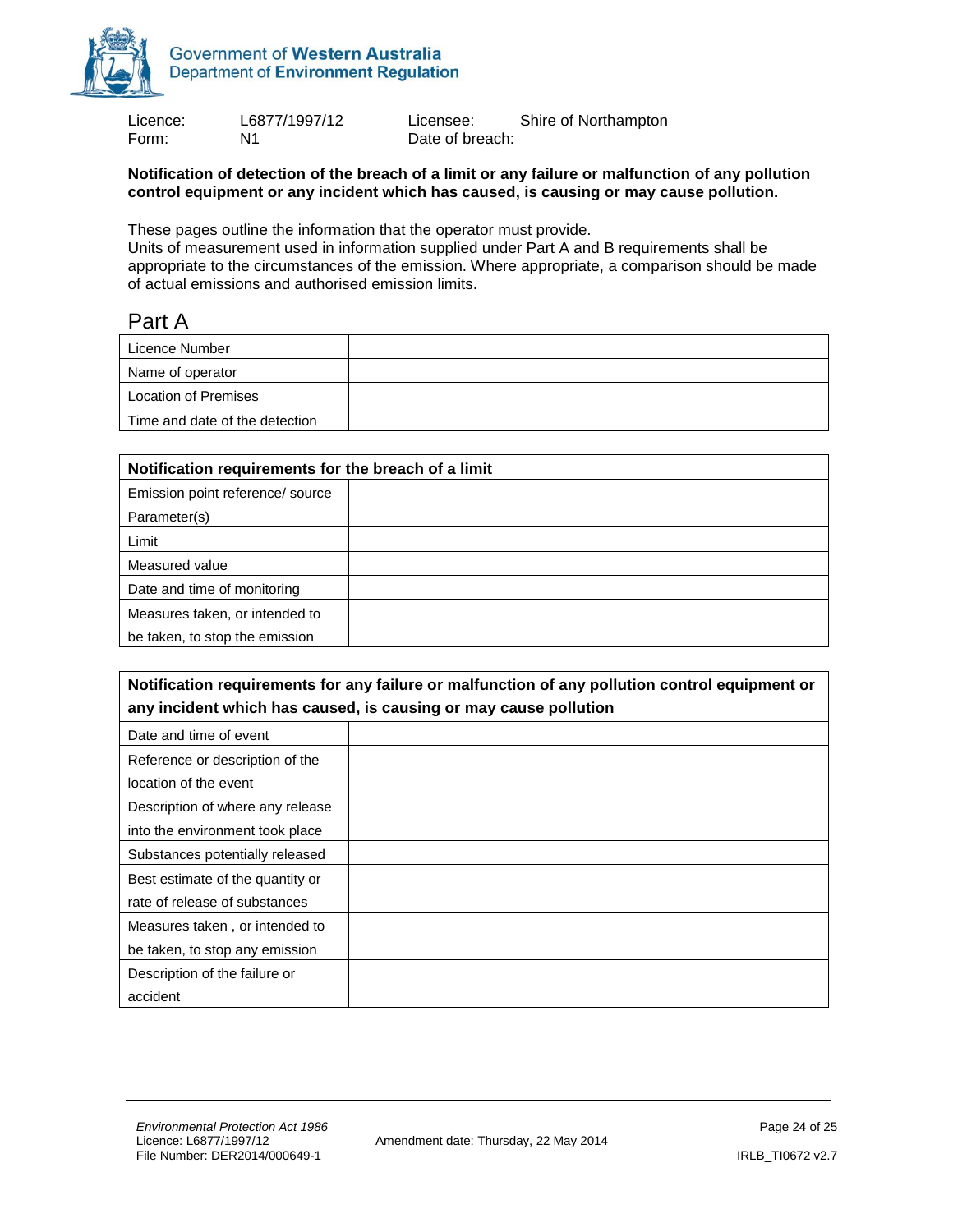Licence: L6877/1997/12 Licensee: Shire of Northampton
Form: N1 Date of breach:

**Notification of detection of the breach of a limit or any failure or malfunction of any pollution control equipment or any incident which has caused, is causing or may cause pollution.**

These pages outline the information that the operator must provide.
Units of measurement used in information supplied under Part A and B requirements shall be appropriate to the circumstances of the emission. Where appropriate, a comparison should be made of actual emissions and authorised emission limits.

## Part A

| | |
|---|---|
| Licence Number | |
| Name of operator | |
| Location of Premises | |
| Time and date of the detection | |

| **Notification requirements for the breach of a limit** | |
|---|---|
| Emission point reference/ source | |
| Parameter(s) | |
| Limit | |
| Measured value | |
| Date and time of monitoring | |
| Measures taken, or intended to be taken, to stop the emission | |

| **Notification requirements for any failure or malfunction of any pollution control equipment or any incident which has caused, is causing or may cause pollution** | |
|---|---|
| Date and time of event | |
| Reference or description of the location of the event | |
| Description of where any release into the environment took place | |
| Substances potentially released | |
| Best estimate of the quantity or rate of release of substances | |
| Measures taken , or intended to be taken, to stop any emission | |
| Description of the failure or accident | |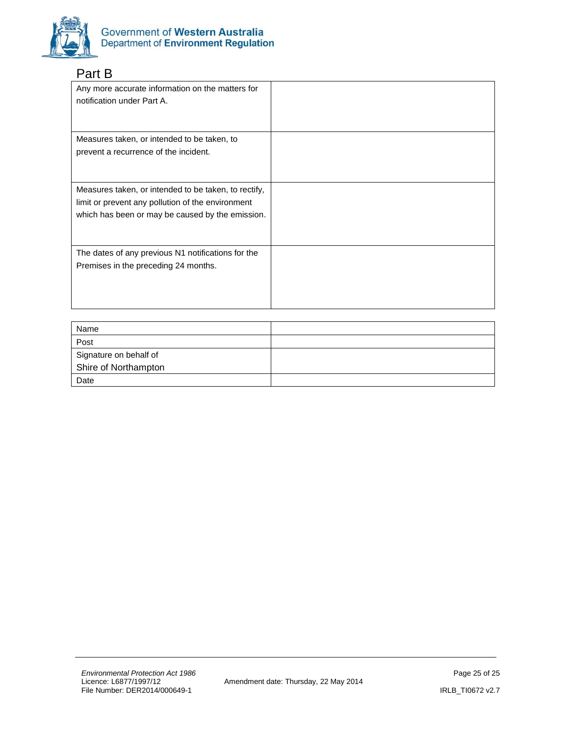## Part B

| | |
|---|---|
| Any more accurate information on the matters for notification under Part A. | |
| Measures taken, or intended to be taken, to prevent a recurrence of the incident. | |
| Measures taken, or intended to be taken, to rectify, limit or prevent any pollution of the environment which has been or may be caused by the emission. | |
| The dates of any previous N1 notifications for the Premises in the preceding 24 months. | |

| | |
|---|---|
| Name | |
| Post | |
| Signature on behalf of Shire of Northampton | |
| Date | |